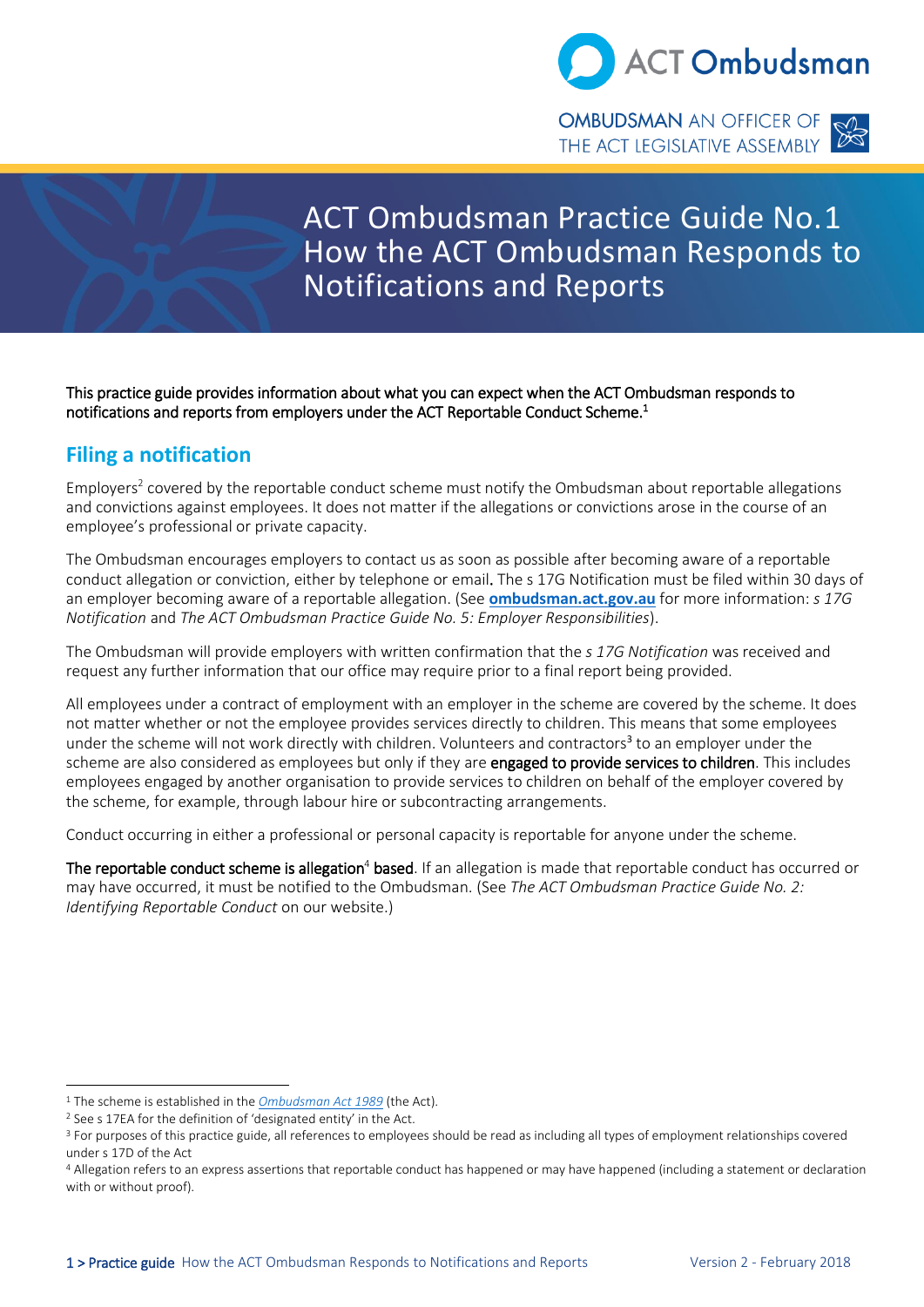ACT Ombudsman

OMBUDSMAN AN OFFICER OF THE ACT LEGISLATIVE ASSEMBLY

# ACT Ombudsman Practice Guide No.1 How the ACT Ombudsman Responds to Notifications and Reports

**This practice guide provides information about what you can expect when the ACT Ombudsman responds to notifications and reports from employers under the ACT Reportable Conduct Scheme.[1]**

## Filing a notification

Employers[2] covered by the reportable conduct scheme must notify the Ombudsman about reportable allegations and convictions against employees. It does not matter if the allegations or convictions arose in the course of an employee's professional or private capacity.

The Ombudsman encourages employers to contact us as soon as possible after becoming aware of a reportable conduct allegation or conviction, either by telephone or email. The s 17G Notification must be filed within 30 days of an employer becoming aware of a reportable allegation. (See **ombudsman.act.gov.au** for more information: *s 17G Notification* and *The ACT Ombudsman Practice Guide No. 5: Employer Responsibilities*).

The Ombudsman will provide employers with written confirmation that the *s 17G Notification* was received and request any further information that our office may require prior to a final report being provided.

All employees under a contract of employment with an employer in the scheme are covered by the scheme. It does not matter whether or not the employee provides services directly to children. This means that some employees under the scheme will not work directly with children. Volunteers and contractors[3] to an employer under the scheme are also considered as employees but only if they are **engaged to provide services to children**. This includes employees engaged by another organisation to provide services to children on behalf of the employer covered by the scheme, for example, through labour hire or subcontracting arrangements.

Conduct occurring in either a professional or personal capacity is reportable for anyone under the scheme.

**The reportable conduct scheme is allegation[4] based**. If an allegation is made that reportable conduct has occurred or may have occurred, it must be notified to the Ombudsman. (See *The ACT Ombudsman Practice Guide No. 2: Identifying Reportable Conduct* on our website.)

---

[1] The scheme is established in the *Ombudsman Act 1989* (the Act).

[2] See s 17EA for the definition of 'designated entity' in the Act.

[3] For purposes of this practice guide, all references to employees should be read as including all types of employment relationships covered under s 17D of the Act

[4] Allegation refers to an express assertions that reportable conduct has happened or may have happened (including a statement or declaration with or without proof).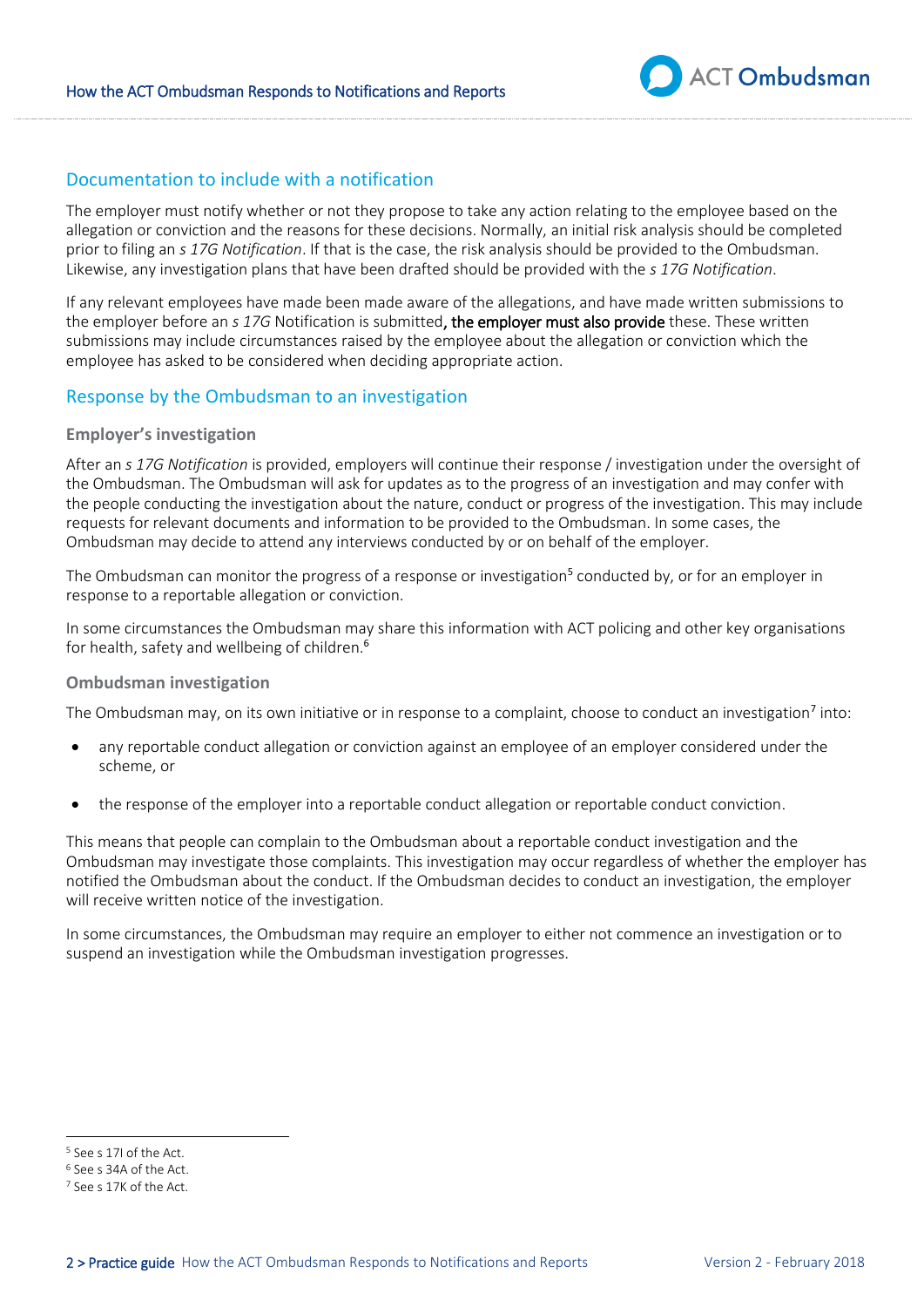## Documentation to include with a notification

The employer must notify whether or not they propose to take any action relating to the employee based on the allegation or conviction and the reasons for these decisions. Normally, an initial risk analysis should be completed prior to filing an *s 17G Notification*. If that is the case, the risk analysis should be provided to the Ombudsman. Likewise, any investigation plans that have been drafted should be provided with the *s 17G Notification*.

If any relevant employees have made been made aware of the allegations, and have made written submissions to the employer before an *s 17G* Notification is submitted, the employer must also provide these. These written submissions may include circumstances raised by the employee about the allegation or conviction which the employee has asked to be considered when deciding appropriate action.

## Response by the Ombudsman to an investigation

### Employer's investigation

After an *s 17G Notification* is provided, employers will continue their response / investigation under the oversight of the Ombudsman. The Ombudsman will ask for updates as to the progress of an investigation and may confer with the people conducting the investigation about the nature, conduct or progress of the investigation. This may include requests for relevant documents and information to be provided to the Ombudsman. In some cases, the Ombudsman may decide to attend any interviews conducted by or on behalf of the employer.

The Ombudsman can monitor the progress of a response or investigation[5] conducted by, or for an employer in response to a reportable allegation or conviction.

In some circumstances the Ombudsman may share this information with ACT policing and other key organisations for health, safety and wellbeing of children.[6]

### Ombudsman investigation

The Ombudsman may, on its own initiative or in response to a complaint, choose to conduct an investigation[7] into:

- any reportable conduct allegation or conviction against an employee of an employer considered under the scheme, or
- the response of the employer into a reportable conduct allegation or reportable conduct conviction.

This means that people can complain to the Ombudsman about a reportable conduct investigation and the Ombudsman may investigate those complaints. This investigation may occur regardless of whether the employer has notified the Ombudsman about the conduct. If the Ombudsman decides to conduct an investigation, the employer will receive written notice of the investigation.

In some circumstances, the Ombudsman may require an employer to either not commence an investigation or to suspend an investigation while the Ombudsman investigation progresses.

[5] See s 17I of the Act.
[6] See s 34A of the Act.
[7] See s 17K of the Act.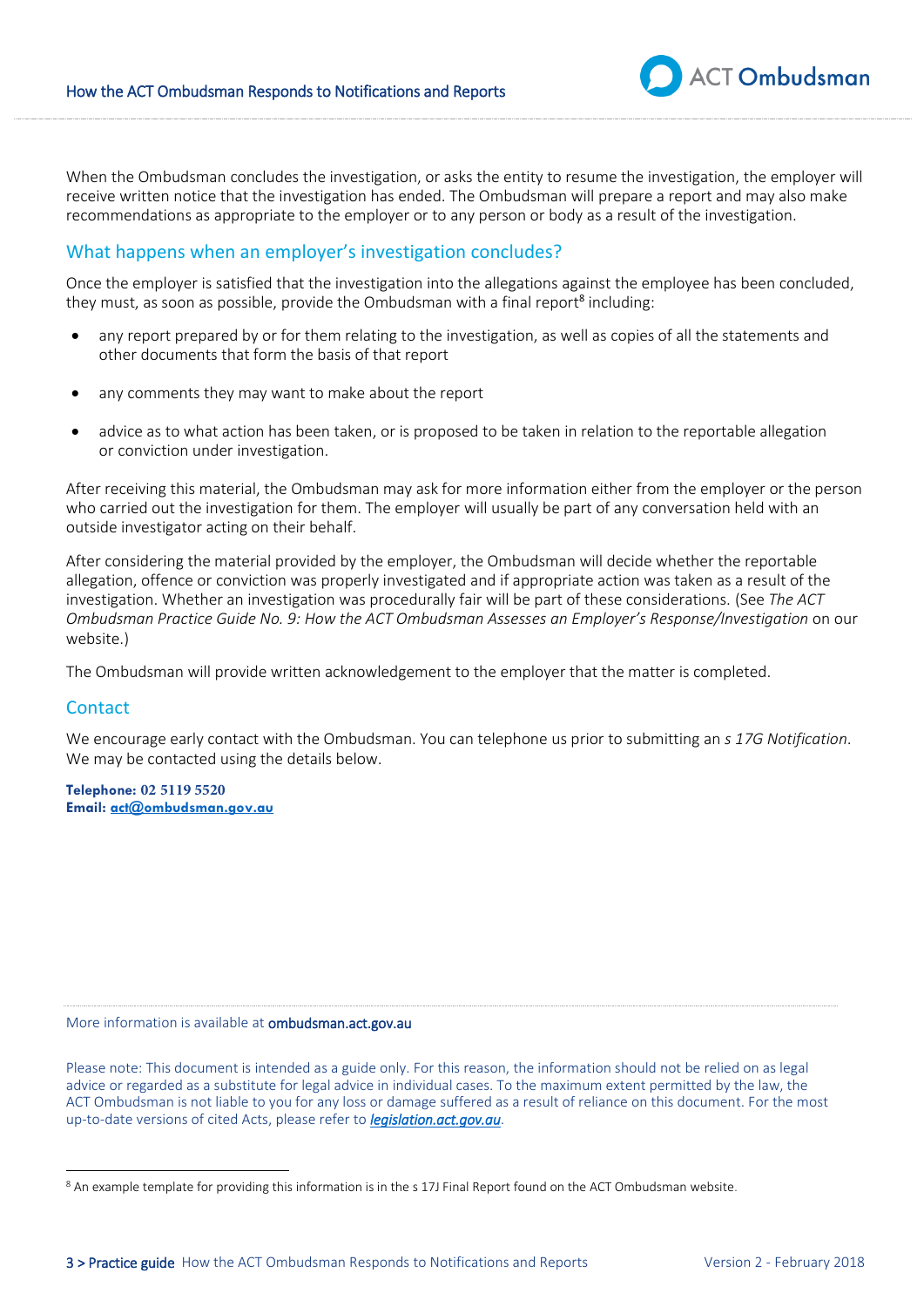When the Ombudsman concludes the investigation, or asks the entity to resume the investigation, the employer will receive written notice that the investigation has ended. The Ombudsman will prepare a report and may also make recommendations as appropriate to the employer or to any person or body as a result of the investigation.

## What happens when an employer's investigation concludes?

Once the employer is satisfied that the investigation into the allegations against the employee has been concluded, they must, as soon as possible, provide the Ombudsman with a final report[8] including:

- any report prepared by or for them relating to the investigation, as well as copies of all the statements and other documents that form the basis of that report
- any comments they may want to make about the report
- advice as to what action has been taken, or is proposed to be taken in relation to the reportable allegation or conviction under investigation.

After receiving this material, the Ombudsman may ask for more information either from the employer or the person who carried out the investigation for them. The employer will usually be part of any conversation held with an outside investigator acting on their behalf.

After considering the material provided by the employer, the Ombudsman will decide whether the reportable allegation, offence or conviction was properly investigated and if appropriate action was taken as a result of the investigation. Whether an investigation was procedurally fair will be part of these considerations. (See *The ACT Ombudsman Practice Guide No. 9: How the ACT Ombudsman Assesses an Employer's Response/Investigation* on our website.)

The Ombudsman will provide written acknowledgement to the employer that the matter is completed.

## Contact

We encourage early contact with the Ombudsman. You can telephone us prior to submitting an *s 17G Notification*. We may be contacted using the details below.

**Telephone: 02 5119 5520**
**Email: act@ombudsman.gov.au**

More information is available at **ombudsman.act.gov.au**

Please note: This document is intended as a guide only. For this reason, the information should not be relied on as legal advice or regarded as a substitute for legal advice in individual cases. To the maximum extent permitted by the law, the ACT Ombudsman is not liable to you for any loss or damage suffered as a result of reliance on this document. For the most up-to-date versions of cited Acts, please refer to ***legislation.act.gov.au***.

[8] An example template for providing this information is in the s 17J Final Report found on the ACT Ombudsman website.